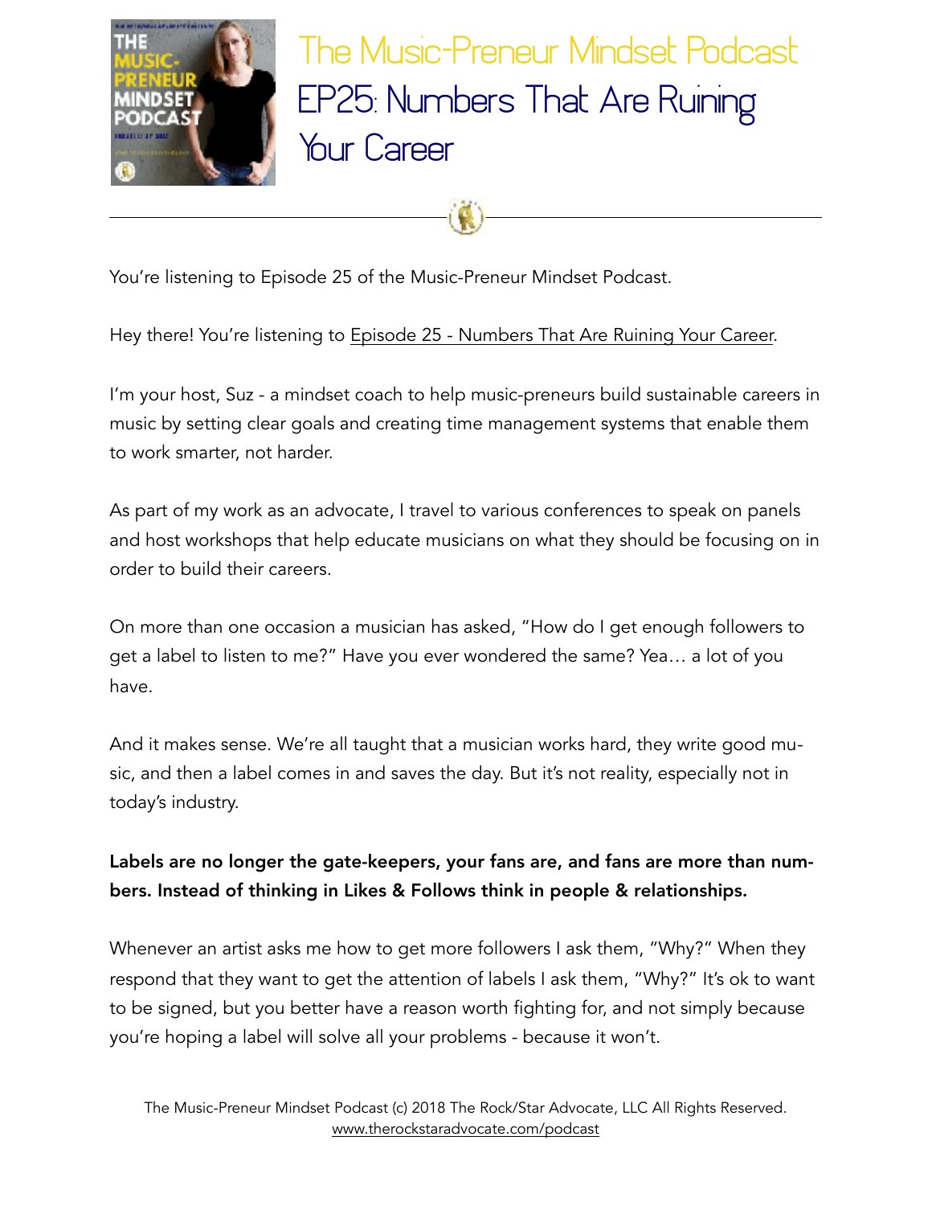# The Music-Preneur Mindset Podcast

## EP25: Numbers That Are Ruining Your Career

You're listening to Episode 25 of the Music-Preneur Mindset Podcast.

Hey there! You're listening to Episode 25 - Numbers That Are Ruining Your Career.

I'm your host, Suz - a mindset coach to help music-preneurs build sustainable careers in music by setting clear goals and creating time management systems that enable them to work smarter, not harder.

As part of my work as an advocate, I travel to various conferences to speak on panels and host workshops that help educate musicians on what they should be focusing on in order to build their careers.

On more than one occasion a musician has asked, "How do I get enough followers to get a label to listen to me?" Have you ever wondered the same? Yea… a lot of you have.

And it makes sense. We're all taught that a musician works hard, they write good music, and then a label comes in and saves the day. But it's not reality, especially not in today's industry.

**Labels are no longer the gate-keepers, your fans are, and fans are more than numbers. Instead of thinking in Likes & Follows think in people & relationships.**

Whenever an artist asks me how to get more followers I ask them, "Why?" When they respond that they want to get the attention of labels I ask them, "Why?" It's ok to want to be signed, but you better have a reason worth fighting for, and not simply because you're hoping a label will solve all your problems - because it won't.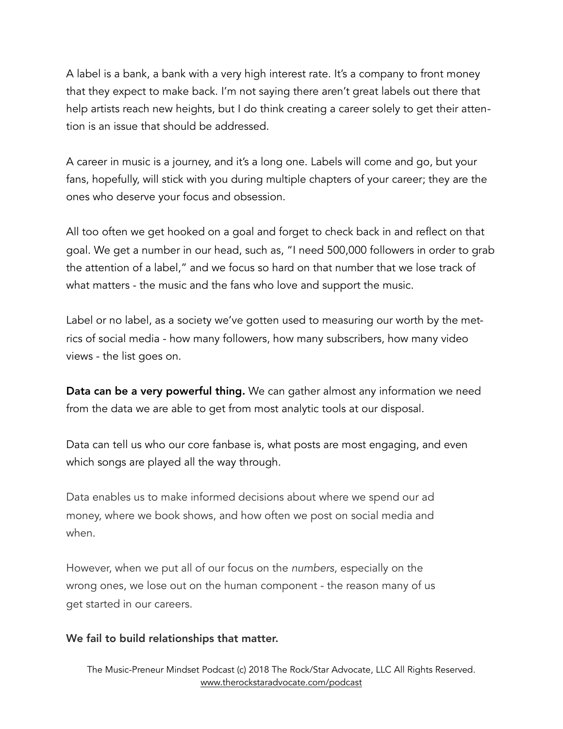A label is a bank, a bank with a very high interest rate. It's a company to front money that they expect to make back. I'm not saying there aren't great labels out there that help artists reach new heights, but I do think creating a career solely to get their attention is an issue that should be addressed.

A career in music is a journey, and it's a long one. Labels will come and go, but your fans, hopefully, will stick with you during multiple chapters of your career; they are the ones who deserve your focus and obsession.

All too often we get hooked on a goal and forget to check back in and reflect on that goal. We get a number in our head, such as, "I need 500,000 followers in order to grab the attention of a label," and we focus so hard on that number that we lose track of what matters - the music and the fans who love and support the music.

Label or no label, as a society we've gotten used to measuring our worth by the metrics of social media - how many followers, how many subscribers, how many video views - the list goes on.

**Data can be a very powerful thing.** We can gather almost any information we need from the data we are able to get from most analytic tools at our disposal.

Data can tell us who our core fanbase is, what posts are most engaging, and even which songs are played all the way through.

Data enables us to make informed decisions about where we spend our ad money, where we book shows, and how often we post on social media and when.

However, when we put all of our focus on the *numbers*, especially on the wrong ones, we lose out on the human component - the reason many of us get started in our careers.

**We fail to build relationships that matter.**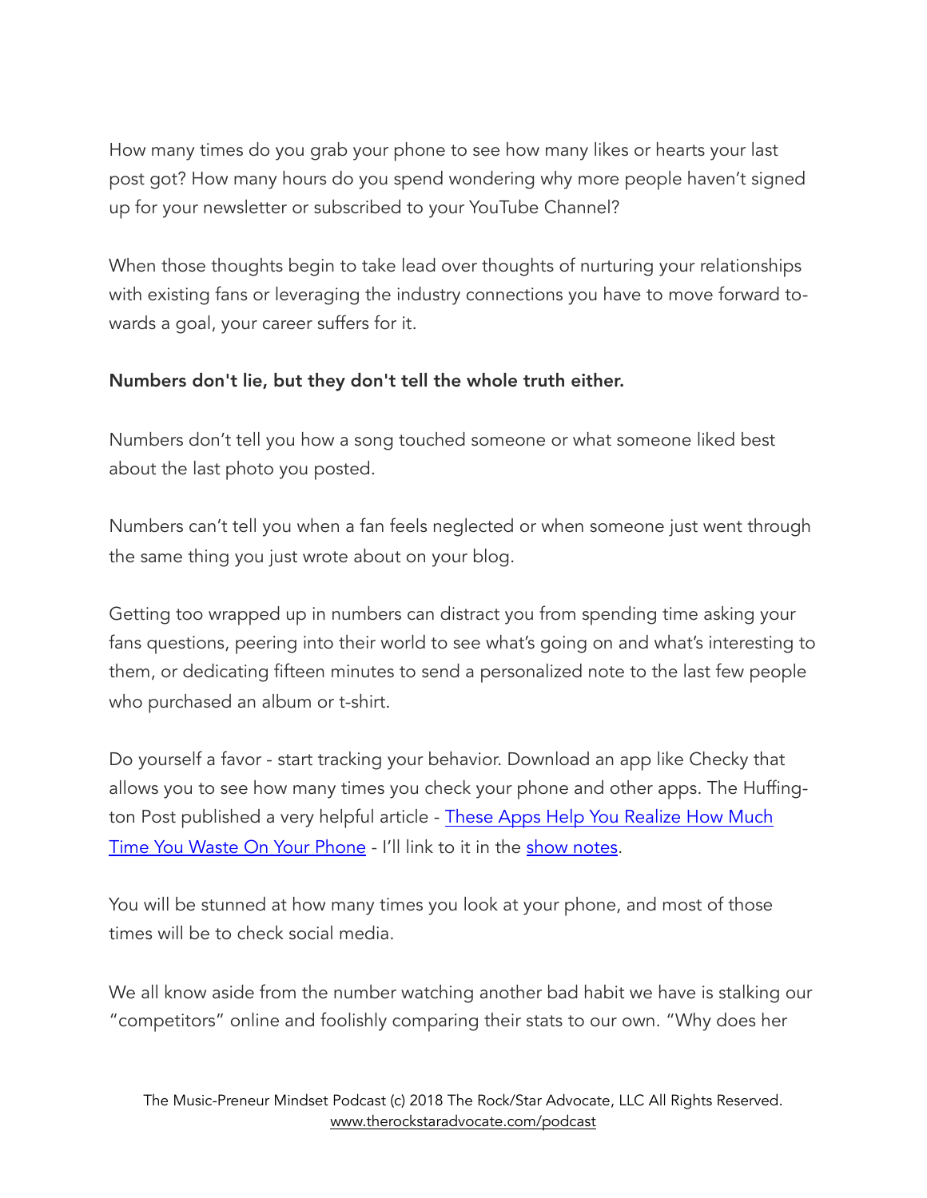How many times do you grab your phone to see how many likes or hearts your last post got? How many hours do you spend wondering why more people haven't signed up for your newsletter or subscribed to your YouTube Channel?

When those thoughts begin to take lead over thoughts of nurturing your relationships with existing fans or leveraging the industry connections you have to move forward towards a goal, your career suffers for it.

**Numbers don't lie, but they don't tell the whole truth either.**

Numbers don't tell you how a song touched someone or what someone liked best about the last photo you posted.

Numbers can't tell you when a fan feels neglected or when someone just went through the same thing you just wrote about on your blog.

Getting too wrapped up in numbers can distract you from spending time asking your fans questions, peering into their world to see what's going on and what's interesting to them, or dedicating fifteen minutes to send a personalized note to the last few people who purchased an album or t-shirt.

Do yourself a favor - start tracking your behavior. Download an app like Checky that allows you to see how many times you check your phone and other apps. The Huffington Post published a very helpful article - [These Apps Help You Realize How Much Time You Waste On Your Phone]() - I'll link to it in the [show notes]().

You will be stunned at how many times you look at your phone, and most of those times will be to check social media.

We all know aside from the number watching another bad habit we have is stalking our "competitors" online and foolishly comparing their stats to our own. "Why does her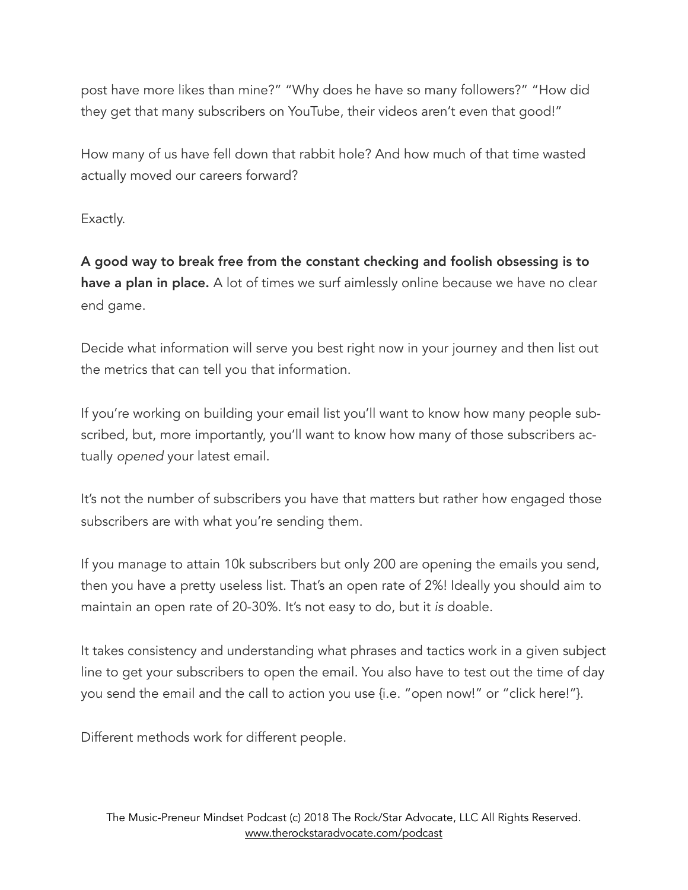post have more likes than mine?" "Why does he have so many followers?" "How did they get that many subscribers on YouTube, their videos aren't even that good!"

How many of us have fell down that rabbit hole? And how much of that time wasted actually moved our careers forward?

Exactly.

**A good way to break free from the constant checking and foolish obsessing is to have a plan in place.** A lot of times we surf aimlessly online because we have no clear end game.

Decide what information will serve you best right now in your journey and then list out the metrics that can tell you that information.

If you're working on building your email list you'll want to know how many people subscribed, but, more importantly, you'll want to know how many of those subscribers actually *opened* your latest email.

It's not the number of subscribers you have that matters but rather how engaged those subscribers are with what you're sending them.

If you manage to attain 10k subscribers but only 200 are opening the emails you send, then you have a pretty useless list. That's an open rate of 2%! Ideally you should aim to maintain an open rate of 20-30%. It's not easy to do, but it *is* doable.

It takes consistency and understanding what phrases and tactics work in a given subject line to get your subscribers to open the email. You also have to test out the time of day you send the email and the call to action you use {i.e. "open now!" or "click here!"}.

Different methods work for different people.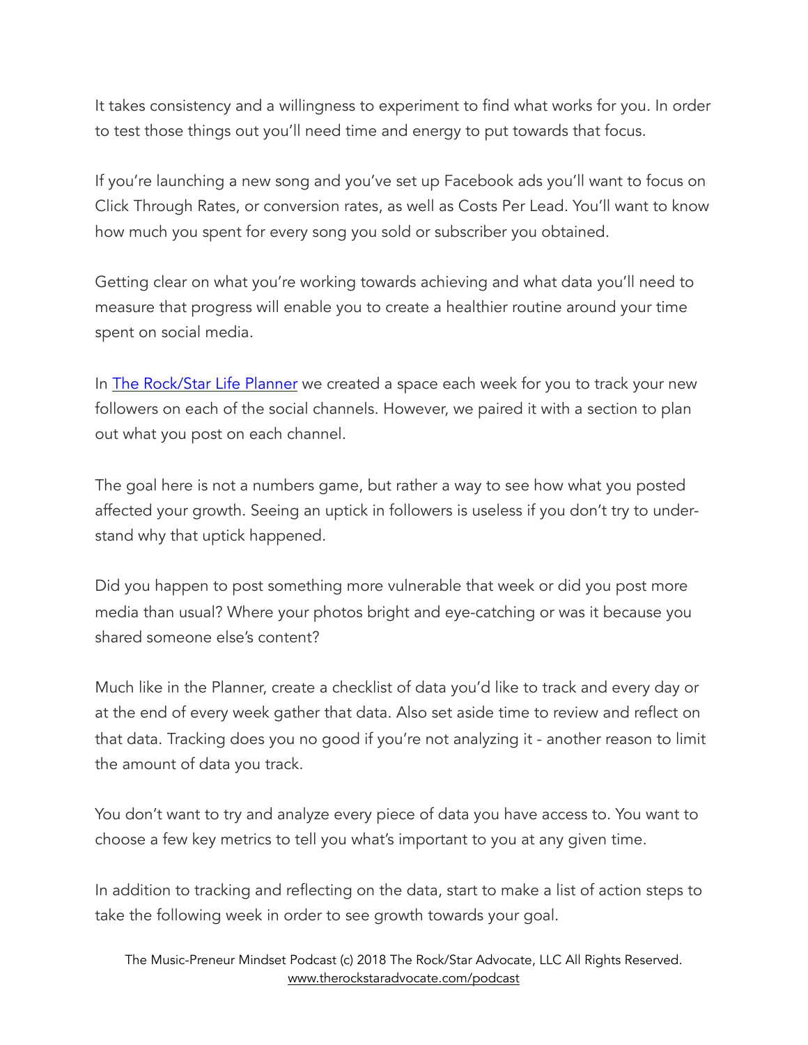It takes consistency and a willingness to experiment to find what works for you. In order to test those things out you'll need time and energy to put towards that focus.

If you're launching a new song and you've set up Facebook ads you'll want to focus on Click Through Rates, or conversion rates, as well as Costs Per Lead. You'll want to know how much you spent for every song you sold or subscriber you obtained.

Getting clear on what you're working towards achieving and what data you'll need to measure that progress will enable you to create a healthier routine around your time spent on social media.

In [The Rock/Star Life Planner]() we created a space each week for you to track your new followers on each of the social channels. However, we paired it with a section to plan out what you post on each channel.

The goal here is not a numbers game, but rather a way to see how what you posted affected your growth. Seeing an uptick in followers is useless if you don't try to understand why that uptick happened.

Did you happen to post something more vulnerable that week or did you post more media than usual? Where your photos bright and eye-catching or was it because you shared someone else's content?

Much like in the Planner, create a checklist of data you'd like to track and every day or at the end of every week gather that data. Also set aside time to review and reflect on that data. Tracking does you no good if you're not analyzing it - another reason to limit the amount of data you track.

You don't want to try and analyze every piece of data you have access to. You want to choose a few key metrics to tell you what's important to you at any given time.

In addition to tracking and reflecting on the data, start to make a list of action steps to take the following week in order to see growth towards your goal.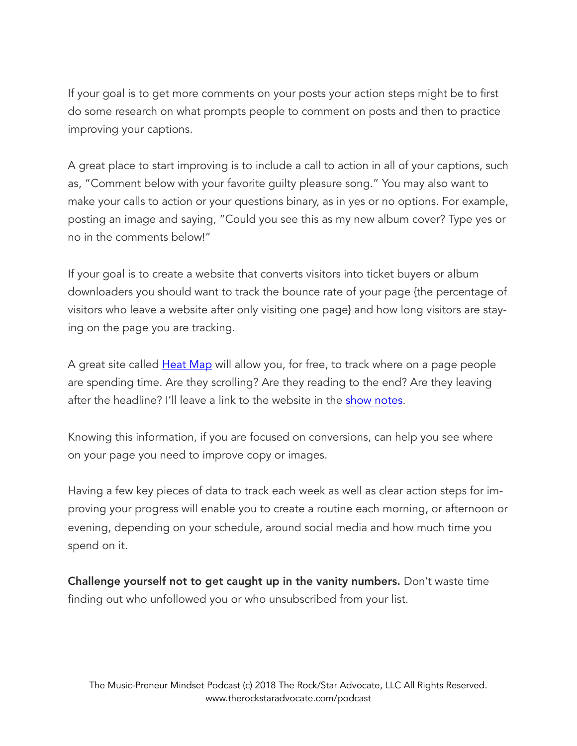If your goal is to get more comments on your posts your action steps might be to first do some research on what prompts people to comment on posts and then to practice improving your captions.

A great place to start improving is to include a call to action in all of your captions, such as, "Comment below with your favorite guilty pleasure song." You may also want to make your calls to action or your questions binary, as in yes or no options. For example, posting an image and saying, "Could you see this as my new album cover? Type yes or no in the comments below!"

If your goal is to create a website that converts visitors into ticket buyers or album downloaders you should want to track the bounce rate of your page {the percentage of visitors who leave a website after only visiting one page} and how long visitors are staying on the page you are tracking.

A great site called Heat Map will allow you, for free, to track where on a page people are spending time. Are they scrolling? Are they reading to the end? Are they leaving after the headline? I'll leave a link to the website in the show notes.

Knowing this information, if you are focused on conversions, can help you see where on your page you need to improve copy or images.

Having a few key pieces of data to track each week as well as clear action steps for improving your progress will enable you to create a routine each morning, or afternoon or evening, depending on your schedule, around social media and how much time you spend on it.

**Challenge yourself not to get caught up in the vanity numbers.** Don't waste time finding out who unfollowed you or who unsubscribed from your list.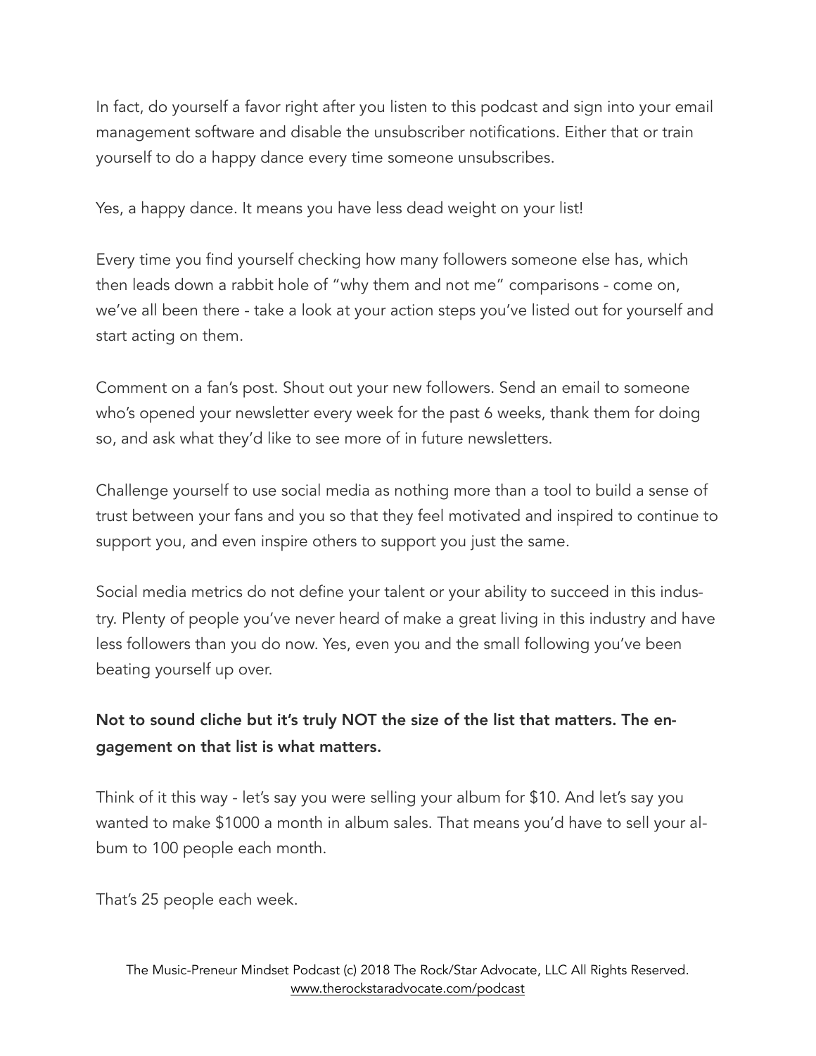In fact, do yourself a favor right after you listen to this podcast and sign into your email management software and disable the unsubscriber notifications. Either that or train yourself to do a happy dance every time someone unsubscribes.

Yes, a happy dance. It means you have less dead weight on your list!

Every time you find yourself checking how many followers someone else has, which then leads down a rabbit hole of "why them and not me" comparisons - come on, we've all been there - take a look at your action steps you've listed out for yourself and start acting on them.

Comment on a fan's post. Shout out your new followers. Send an email to someone who's opened your newsletter every week for the past 6 weeks, thank them for doing so, and ask what they'd like to see more of in future newsletters.

Challenge yourself to use social media as nothing more than a tool to build a sense of trust between your fans and you so that they feel motivated and inspired to continue to support you, and even inspire others to support you just the same.

Social media metrics do not define your talent or your ability to succeed in this industry. Plenty of people you've never heard of make a great living in this industry and have less followers than you do now. Yes, even you and the small following you've been beating yourself up over.

**Not to sound cliche but it's truly NOT the size of the list that matters. The engagement on that list is what matters.**

Think of it this way - let's say you were selling your album for $10. And let's say you wanted to make $1000 a month in album sales. That means you'd have to sell your album to 100 people each month.

That's 25 people each week.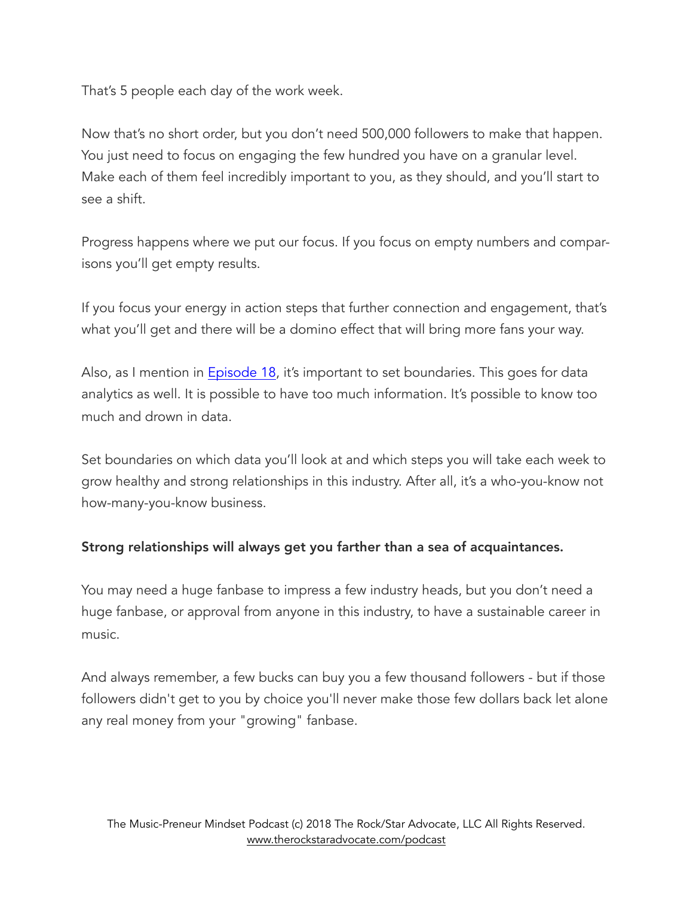That's 5 people each day of the work week.

Now that's no short order, but you don't need 500,000 followers to make that happen. You just need to focus on engaging the few hundred you have on a granular level. Make each of them feel incredibly important to you, as they should, and you'll start to see a shift.

Progress happens where we put our focus. If you focus on empty numbers and comparisons you'll get empty results.

If you focus your energy in action steps that further connection and engagement, that's what you'll get and there will be a domino effect that will bring more fans your way.

Also, as I mention in Episode 18, it's important to set boundaries. This goes for data analytics as well. It is possible to have too much information. It's possible to know too much and drown in data.

Set boundaries on which data you'll look at and which steps you will take each week to grow healthy and strong relationships in this industry. After all, it's a who-you-know not how-many-you-know business.

**Strong relationships will always get you farther than a sea of acquaintances.**

You may need a huge fanbase to impress a few industry heads, but you don't need a huge fanbase, or approval from anyone in this industry, to have a sustainable career in music.

And always remember, a few bucks can buy you a few thousand followers - but if those followers didn't get to you by choice you'll never make those few dollars back let alone any real money from your "growing" fanbase.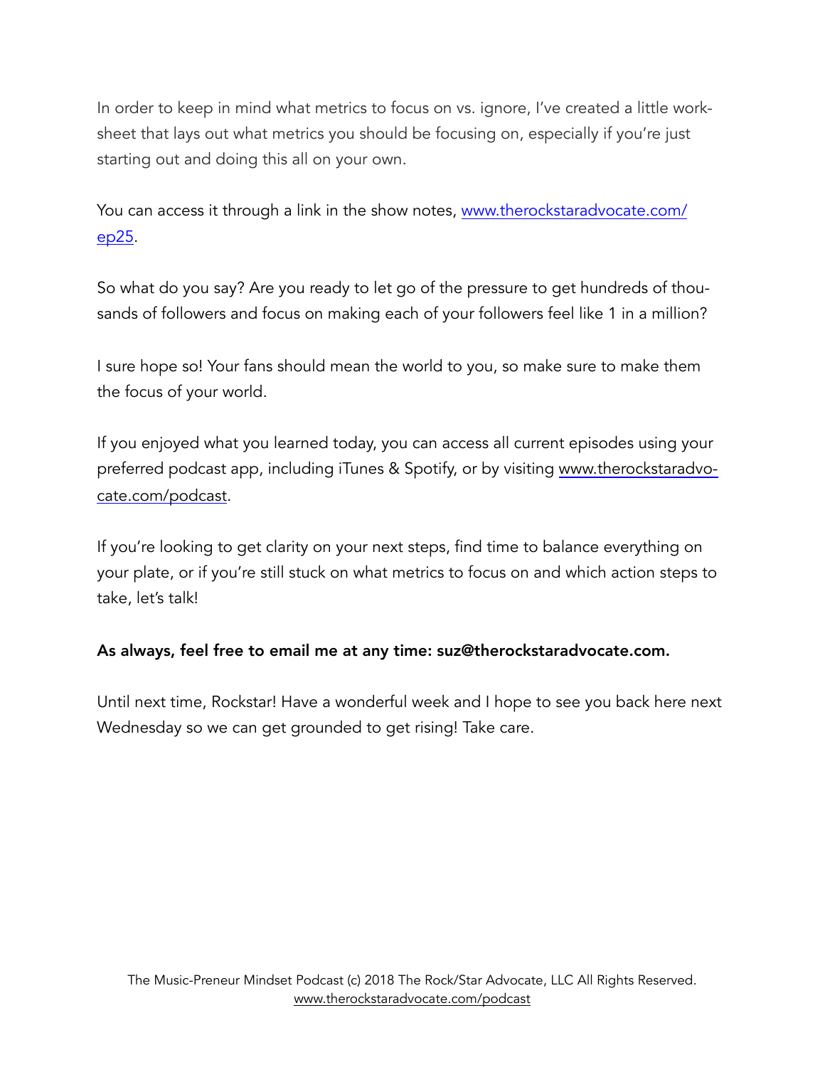In order to keep in mind what metrics to focus on vs. ignore, I've created a little worksheet that lays out what metrics you should be focusing on, especially if you're just starting out and doing this all on your own.

You can access it through a link in the show notes, [www.therockstaradvocate.com/ep25](www.therockstaradvocate.com/ep25).

So what do you say? Are you ready to let go of the pressure to get hundreds of thousands of followers and focus on making each of your followers feel like 1 in a million?

I sure hope so! Your fans should mean the world to you, so make sure to make them the focus of your world.

If you enjoyed what you learned today, you can access all current episodes using your preferred podcast app, including iTunes & Spotify, or by visiting [www.therockstaradvocate.com/podcast](www.therockstaradvocate.com/podcast).

If you're looking to get clarity on your next steps, find time to balance everything on your plate, or if you're still stuck on what metrics to focus on and which action steps to take, let's talk!

**As always, feel free to email me at any time: suz@therockstaradvocate.com.**

Until next time, Rockstar! Have a wonderful week and I hope to see you back here next Wednesday so we can get grounded to get rising! Take care.